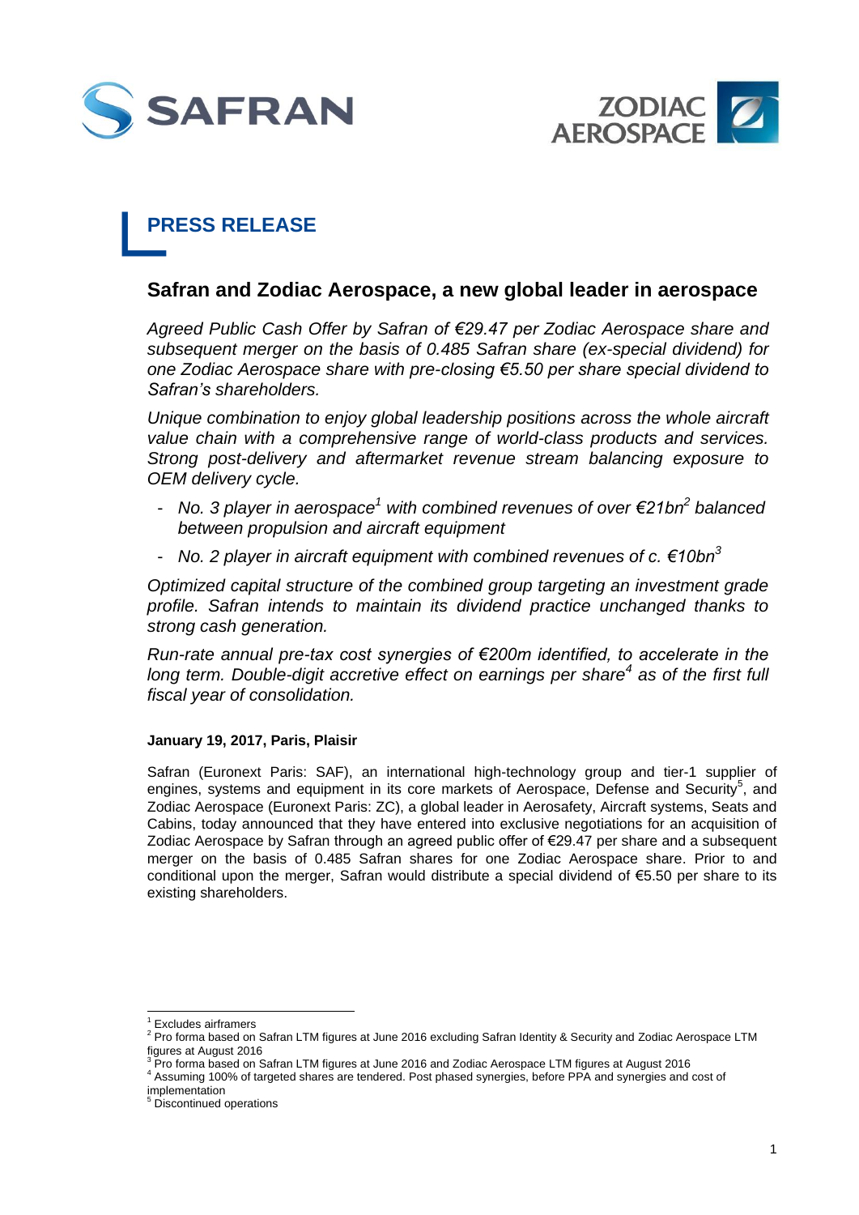# PRESS RELEASE

## Safran and Zodiac Aerospace, a new global leader in aerospace

*Agreed Public Cash Offer by Safran of €29.47 per Zodiac Aerospace share and subsequent merger on the basis of 0.485 Safran share (ex-special dividend) for one Zodiac Aerospace share with pre-closing €5.50 per share special dividend to Safran's shareholders.*

*Unique combination to enjoy global leadership positions across the whole aircraft value chain with a comprehensive range of world-class products and services. Strong post-delivery and aftermarket revenue stream balancing exposure to OEM delivery cycle.*

- *No. 3 player in aerospace[1] with combined revenues of over €21bn[2] balanced between propulsion and aircraft equipment*
- *No. 2 player in aircraft equipment with combined revenues of c. €10bn[3]*

*Optimized capital structure of the combined group targeting an investment grade profile. Safran intends to maintain its dividend practice unchanged thanks to strong cash generation.*

*Run-rate annual pre-tax cost synergies of €200m identified, to accelerate in the long term. Double-digit accretive effect on earnings per share[4] as of the first full fiscal year of consolidation.*

**January 19, 2017, Paris, Plaisir**

Safran (Euronext Paris: SAF), an international high-technology group and tier-1 supplier of engines, systems and equipment in its core markets of Aerospace, Defense and Security[5], and Zodiac Aerospace (Euronext Paris: ZC), a global leader in Aerosafety, Aircraft systems, Seats and Cabins, today announced that they have entered into exclusive negotiations for an acquisition of Zodiac Aerospace by Safran through an agreed public offer of €29.47 per share and a subsequent merger on the basis of 0.485 Safran shares for one Zodiac Aerospace share. Prior to and conditional upon the merger, Safran would distribute a special dividend of €5.50 per share to its existing shareholders.

---

[1] Excludes airframers

[2] Pro forma based on Safran LTM figures at June 2016 excluding Safran Identity & Security and Zodiac Aerospace LTM figures at August 2016

[3] Pro forma based on Safran LTM figures at June 2016 and Zodiac Aerospace LTM figures at August 2016

[4] Assuming 100% of targeted shares are tendered. Post phased synergies, before PPA and synergies and cost of implementation

[5] Discontinued operations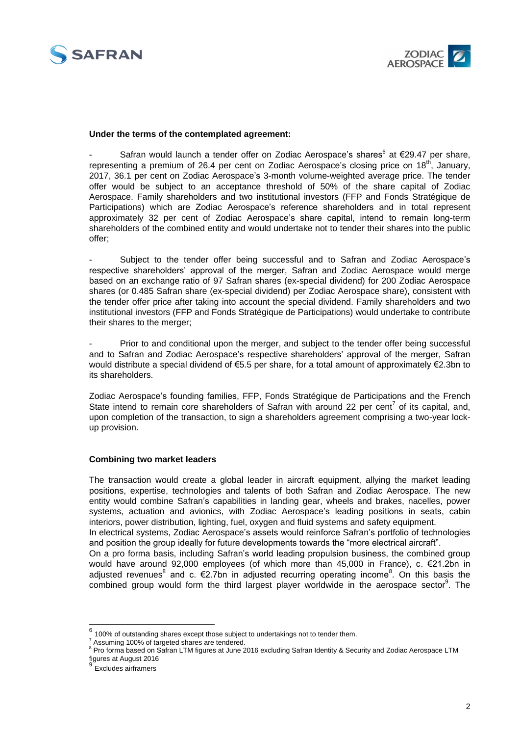**Under the terms of the contemplated agreement:**

- Safran would launch a tender offer on Zodiac Aerospace's shares[6] at €29.47 per share, representing a premium of 26.4 per cent on Zodiac Aerospace's closing price on 18th, January, 2017, 36.1 per cent on Zodiac Aerospace's 3-month volume-weighted average price. The tender offer would be subject to an acceptance threshold of 50% of the share capital of Zodiac Aerospace. Family shareholders and two institutional investors (FFP and Fonds Stratégique de Participations) which are Zodiac Aerospace's reference shareholders and in total represent approximately 32 per cent of Zodiac Aerospace's share capital, intend to remain long-term shareholders of the combined entity and would undertake not to tender their shares into the public offer;

- Subject to the tender offer being successful and to Safran and Zodiac Aerospace's respective shareholders' approval of the merger, Safran and Zodiac Aerospace would merge based on an exchange ratio of 97 Safran shares (ex-special dividend) for 200 Zodiac Aerospace shares (or 0.485 Safran share (ex-special dividend) per Zodiac Aerospace share), consistent with the tender offer price after taking into account the special dividend. Family shareholders and two institutional investors (FFP and Fonds Stratégique de Participations) would undertake to contribute their shares to the merger;

- Prior to and conditional upon the merger, and subject to the tender offer being successful and to Safran and Zodiac Aerospace's respective shareholders' approval of the merger, Safran would distribute a special dividend of €5.5 per share, for a total amount of approximately €2.3bn to its shareholders.

Zodiac Aerospace's founding families, FFP, Fonds Stratégique de Participations and the French State intend to remain core shareholders of Safran with around 22 per cent[7] of its capital, and, upon completion of the transaction, to sign a shareholders agreement comprising a two-year lock-up provision.

**Combining two market leaders**

The transaction would create a global leader in aircraft equipment, allying the market leading positions, expertise, technologies and talents of both Safran and Zodiac Aerospace. The new entity would combine Safran's capabilities in landing gear, wheels and brakes, nacelles, power systems, actuation and avionics, with Zodiac Aerospace's leading positions in seats, cabin interiors, power distribution, lighting, fuel, oxygen and fluid systems and safety equipment.

In electrical systems, Zodiac Aerospace's assets would reinforce Safran's portfolio of technologies and position the group ideally for future developments towards the "more electrical aircraft".

On a pro forma basis, including Safran's world leading propulsion business, the combined group would have around 92,000 employees (of which more than 45,000 in France), c. €21.2bn in adjusted revenues[8] and c. €2.7bn in adjusted recurring operating income[8]. On this basis the combined group would form the third largest player worldwide in the aerospace sector[9]. The

---

[6] 100% of outstanding shares except those subject to undertakings not to tender them.

[7] Assuming 100% of targeted shares are tendered.

[8] Pro forma based on Safran LTM figures at June 2016 excluding Safran Identity & Security and Zodiac Aerospace LTM figures at August 2016

[9] Excludes airframers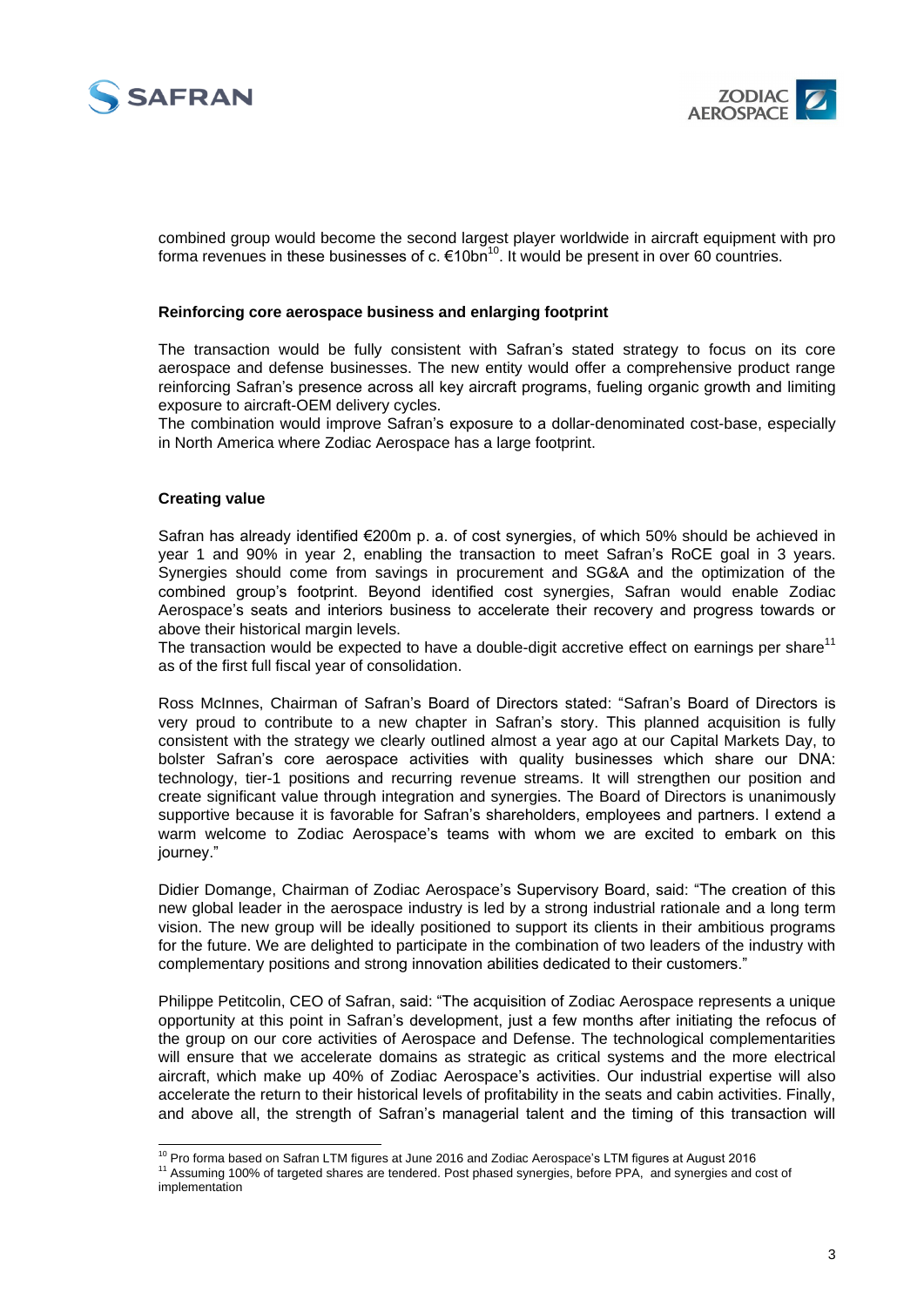combined group would become the second largest player worldwide in aircraft equipment with pro forma revenues in these businesses of c. €10bn[10]. It would be present in over 60 countries.

**Reinforcing core aerospace business and enlarging footprint**

The transaction would be fully consistent with Safran's stated strategy to focus on its core aerospace and defense businesses. The new entity would offer a comprehensive product range reinforcing Safran's presence across all key aircraft programs, fueling organic growth and limiting exposure to aircraft-OEM delivery cycles.

The combination would improve Safran's exposure to a dollar-denominated cost-base, especially in North America where Zodiac Aerospace has a large footprint.

**Creating value**

Safran has already identified €200m p. a. of cost synergies, of which 50% should be achieved in year 1 and 90% in year 2, enabling the transaction to meet Safran's RoCE goal in 3 years. Synergies should come from savings in procurement and SG&A and the optimization of the combined group's footprint. Beyond identified cost synergies, Safran would enable Zodiac Aerospace's seats and interiors business to accelerate their recovery and progress towards or above their historical margin levels.

The transaction would be expected to have a double-digit accretive effect on earnings per share[11] as of the first full fiscal year of consolidation.

Ross McInnes, Chairman of Safran's Board of Directors stated: "Safran's Board of Directors is very proud to contribute to a new chapter in Safran's story. This planned acquisition is fully consistent with the strategy we clearly outlined almost a year ago at our Capital Markets Day, to bolster Safran's core aerospace activities with quality businesses which share our DNA: technology, tier-1 positions and recurring revenue streams. It will strengthen our position and create significant value through integration and synergies. The Board of Directors is unanimously supportive because it is favorable for Safran's shareholders, employees and partners. I extend a warm welcome to Zodiac Aerospace's teams with whom we are excited to embark on this journey."

Didier Domange, Chairman of Zodiac Aerospace's Supervisory Board, said: "The creation of this new global leader in the aerospace industry is led by a strong industrial rationale and a long term vision. The new group will be ideally positioned to support its clients in their ambitious programs for the future. We are delighted to participate in the combination of two leaders of the industry with complementary positions and strong innovation abilities dedicated to their customers."

Philippe Petitcolin, CEO of Safran, said: "The acquisition of Zodiac Aerospace represents a unique opportunity at this point in Safran's development, just a few months after initiating the refocus of the group on our core activities of Aerospace and Defense. The technological complementarities will ensure that we accelerate domains as strategic as critical systems and the more electrical aircraft, which make up 40% of Zodiac Aerospace's activities. Our industrial expertise will also accelerate the return to their historical levels of profitability in the seats and cabin activities. Finally, and above all, the strength of Safran's managerial talent and the timing of this transaction will

---

[10] Pro forma based on Safran LTM figures at June 2016 and Zodiac Aerospace's LTM figures at August 2016

[11] Assuming 100% of targeted shares are tendered. Post phased synergies, before PPA, and synergies and cost of implementation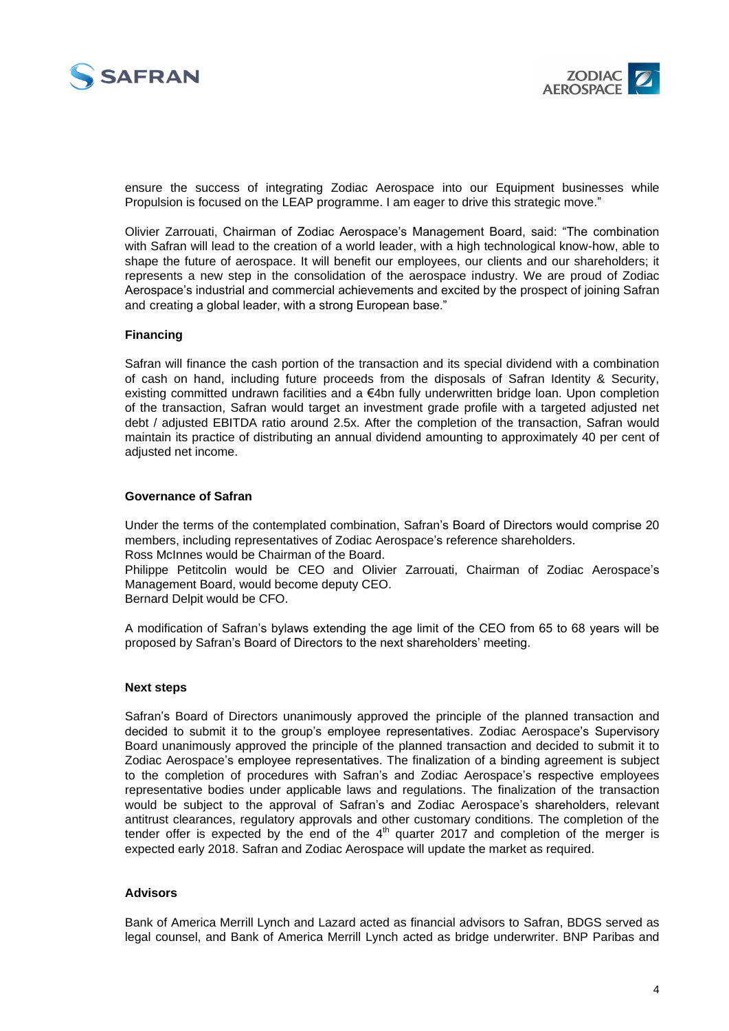ensure the success of integrating Zodiac Aerospace into our Equipment businesses while Propulsion is focused on the LEAP programme. I am eager to drive this strategic move."

Olivier Zarrouati, Chairman of Zodiac Aerospace's Management Board, said: "The combination with Safran will lead to the creation of a world leader, with a high technological know-how, able to shape the future of aerospace. It will benefit our employees, our clients and our shareholders; it represents a new step in the consolidation of the aerospace industry. We are proud of Zodiac Aerospace's industrial and commercial achievements and excited by the prospect of joining Safran and creating a global leader, with a strong European base."

**Financing**

Safran will finance the cash portion of the transaction and its special dividend with a combination of cash on hand, including future proceeds from the disposals of Safran Identity & Security, existing committed undrawn facilities and a €4bn fully underwritten bridge loan. Upon completion of the transaction, Safran would target an investment grade profile with a targeted adjusted net debt / adjusted EBITDA ratio around 2.5x. After the completion of the transaction, Safran would maintain its practice of distributing an annual dividend amounting to approximately 40 per cent of adjusted net income.

**Governance of Safran**

Under the terms of the contemplated combination, Safran's Board of Directors would comprise 20 members, including representatives of Zodiac Aerospace's reference shareholders.
Ross McInnes would be Chairman of the Board.
Philippe Petitcolin would be CEO and Olivier Zarrouati, Chairman of Zodiac Aerospace's Management Board, would become deputy CEO.
Bernard Delpit would be CFO.

A modification of Safran's bylaws extending the age limit of the CEO from 65 to 68 years will be proposed by Safran's Board of Directors to the next shareholders' meeting.

**Next steps**

Safran's Board of Directors unanimously approved the principle of the planned transaction and decided to submit it to the group's employee representatives. Zodiac Aerospace's Supervisory Board unanimously approved the principle of the planned transaction and decided to submit it to Zodiac Aerospace's employee representatives. The finalization of a binding agreement is subject to the completion of procedures with Safran's and Zodiac Aerospace's respective employees representative bodies under applicable laws and regulations. The finalization of the transaction would be subject to the approval of Safran's and Zodiac Aerospace's shareholders, relevant antitrust clearances, regulatory approvals and other customary conditions. The completion of the tender offer is expected by the end of the 4th quarter 2017 and completion of the merger is expected early 2018. Safran and Zodiac Aerospace will update the market as required.

**Advisors**

Bank of America Merrill Lynch and Lazard acted as financial advisors to Safran, BDGS served as legal counsel, and Bank of America Merrill Lynch acted as bridge underwriter. BNP Paribas and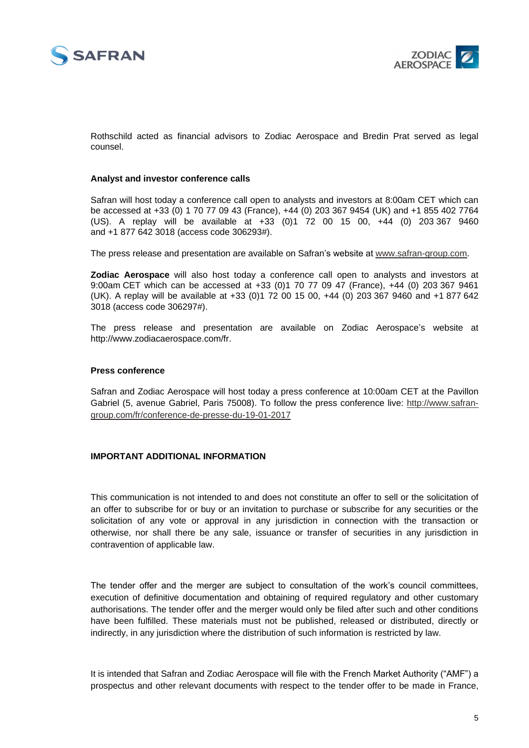Rothschild acted as financial advisors to Zodiac Aerospace and Bredin Prat served as legal counsel.

**Analyst and investor conference calls**

Safran will host today a conference call open to analysts and investors at 8:00am CET which can be accessed at +33 (0) 1 70 77 09 43 (France), +44 (0) 203 367 9454 (UK) and +1 855 402 7764 (US). A replay will be available at +33 (0)1 72 00 15 00, +44 (0) 203 367 9460 and +1 877 642 3018 (access code 306293#).

The press release and presentation are available on Safran's website at www.safran-group.com.

**Zodiac Aerospace** will also host today a conference call open to analysts and investors at 9:00am CET which can be accessed at +33 (0)1 70 77 09 47 (France), +44 (0) 203 367 9461 (UK). A replay will be available at +33 (0)1 72 00 15 00, +44 (0) 203 367 9460 and +1 877 642 3018 (access code 306297#).

The press release and presentation are available on Zodiac Aerospace's website at http://www.zodiacaerospace.com/fr.

**Press conference**

Safran and Zodiac Aerospace will host today a press conference at 10:00am CET at the Pavillon Gabriel (5, avenue Gabriel, Paris 75008). To follow the press conference live: http://www.safran-group.com/fr/conference-de-presse-du-19-01-2017

**IMPORTANT ADDITIONAL INFORMATION**

This communication is not intended to and does not constitute an offer to sell or the solicitation of an offer to subscribe for or buy or an invitation to purchase or subscribe for any securities or the solicitation of any vote or approval in any jurisdiction in connection with the transaction or otherwise, nor shall there be any sale, issuance or transfer of securities in any jurisdiction in contravention of applicable law.

The tender offer and the merger are subject to consultation of the work's council committees, execution of definitive documentation and obtaining of required regulatory and other customary authorisations. The tender offer and the merger would only be filed after such and other conditions have been fulfilled. These materials must not be published, released or distributed, directly or indirectly, in any jurisdiction where the distribution of such information is restricted by law.

It is intended that Safran and Zodiac Aerospace will file with the French Market Authority ("AMF") a prospectus and other relevant documents with respect to the tender offer to be made in France,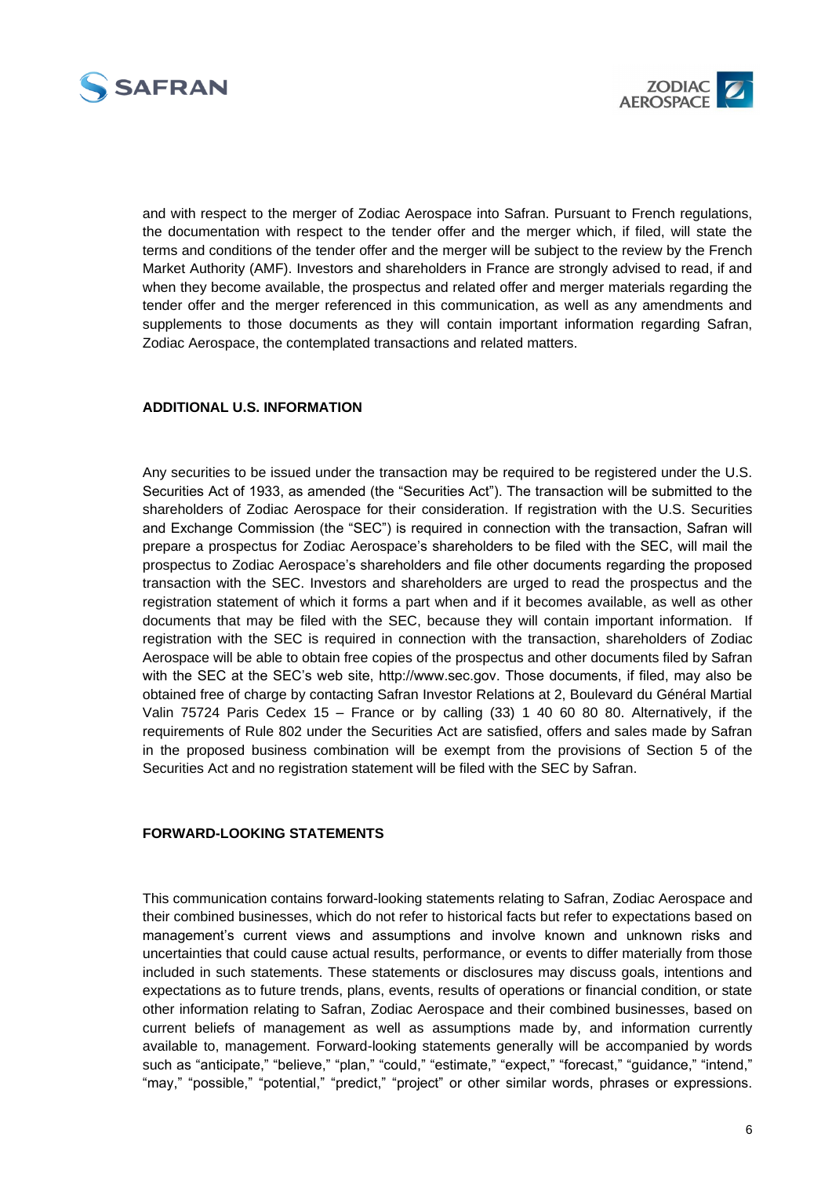and with respect to the merger of Zodiac Aerospace into Safran. Pursuant to French regulations, the documentation with respect to the tender offer and the merger which, if filed, will state the terms and conditions of the tender offer and the merger will be subject to the review by the French Market Authority (AMF). Investors and shareholders in France are strongly advised to read, if and when they become available, the prospectus and related offer and merger materials regarding the tender offer and the merger referenced in this communication, as well as any amendments and supplements to those documents as they will contain important information regarding Safran, Zodiac Aerospace, the contemplated transactions and related matters.

**ADDITIONAL U.S. INFORMATION**

Any securities to be issued under the transaction may be required to be registered under the U.S. Securities Act of 1933, as amended (the "Securities Act"). The transaction will be submitted to the shareholders of Zodiac Aerospace for their consideration. If registration with the U.S. Securities and Exchange Commission (the "SEC") is required in connection with the transaction, Safran will prepare a prospectus for Zodiac Aerospace's shareholders to be filed with the SEC, will mail the prospectus to Zodiac Aerospace's shareholders and file other documents regarding the proposed transaction with the SEC. Investors and shareholders are urged to read the prospectus and the registration statement of which it forms a part when and if it becomes available, as well as other documents that may be filed with the SEC, because they will contain important information. If registration with the SEC is required in connection with the transaction, shareholders of Zodiac Aerospace will be able to obtain free copies of the prospectus and other documents filed by Safran with the SEC at the SEC's web site, http://www.sec.gov. Those documents, if filed, may also be obtained free of charge by contacting Safran Investor Relations at 2, Boulevard du Général Martial Valin 75724 Paris Cedex 15 – France or by calling (33) 1 40 60 80 80. Alternatively, if the requirements of Rule 802 under the Securities Act are satisfied, offers and sales made by Safran in the proposed business combination will be exempt from the provisions of Section 5 of the Securities Act and no registration statement will be filed with the SEC by Safran.

**FORWARD-LOOKING STATEMENTS**

This communication contains forward-looking statements relating to Safran, Zodiac Aerospace and their combined businesses, which do not refer to historical facts but refer to expectations based on management's current views and assumptions and involve known and unknown risks and uncertainties that could cause actual results, performance, or events to differ materially from those included in such statements. These statements or disclosures may discuss goals, intentions and expectations as to future trends, plans, events, results of operations or financial condition, or state other information relating to Safran, Zodiac Aerospace and their combined businesses, based on current beliefs of management as well as assumptions made by, and information currently available to, management. Forward-looking statements generally will be accompanied by words such as "anticipate," "believe," "plan," "could," "estimate," "expect," "forecast," "guidance," "intend," "may," "possible," "potential," "predict," "project" or other similar words, phrases or expressions.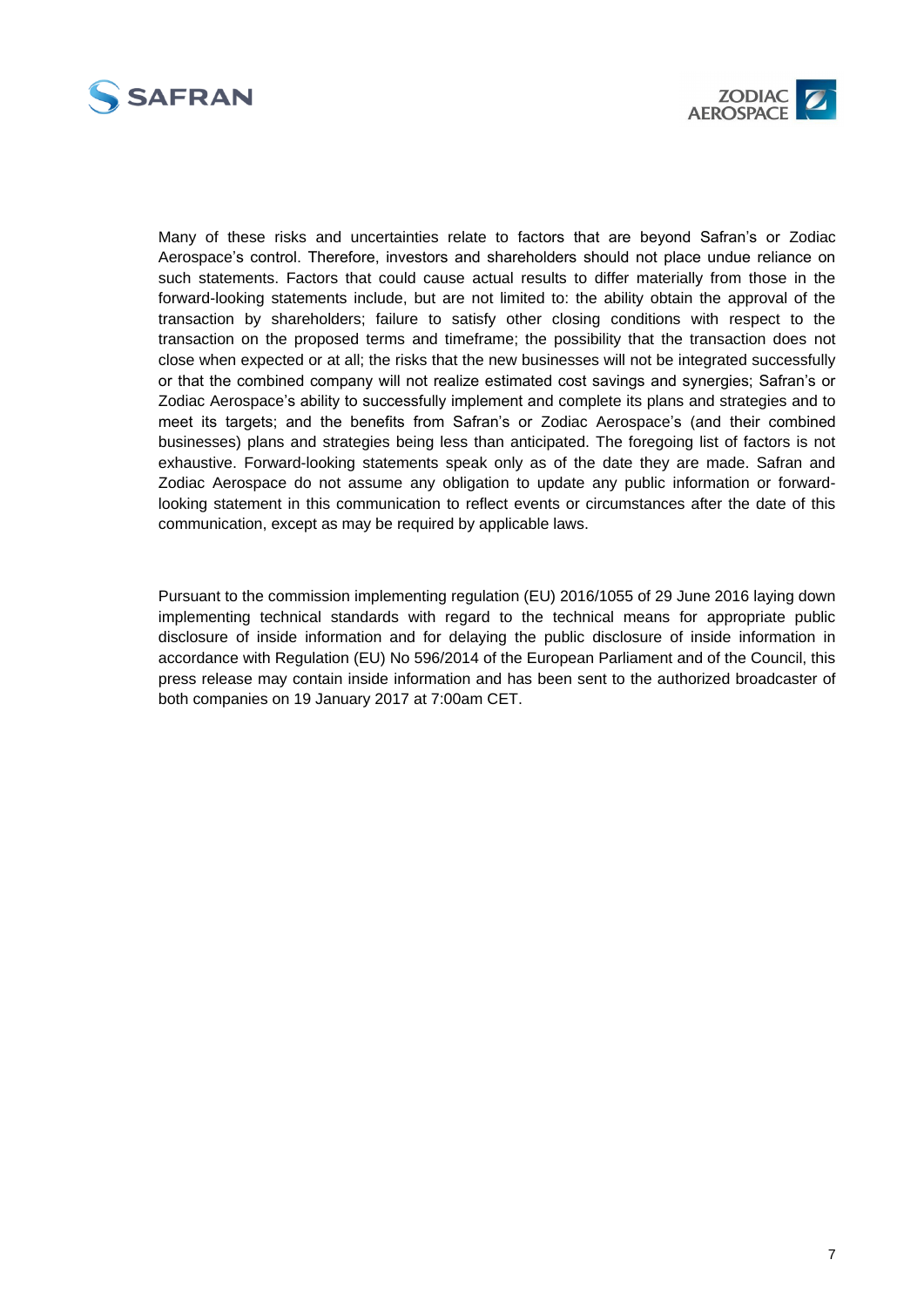Many of these risks and uncertainties relate to factors that are beyond Safran's or Zodiac Aerospace's control. Therefore, investors and shareholders should not place undue reliance on such statements. Factors that could cause actual results to differ materially from those in the forward-looking statements include, but are not limited to: the ability obtain the approval of the transaction by shareholders; failure to satisfy other closing conditions with respect to the transaction on the proposed terms and timeframe; the possibility that the transaction does not close when expected or at all; the risks that the new businesses will not be integrated successfully or that the combined company will not realize estimated cost savings and synergies; Safran's or Zodiac Aerospace's ability to successfully implement and complete its plans and strategies and to meet its targets; and the benefits from Safran's or Zodiac Aerospace's (and their combined businesses) plans and strategies being less than anticipated. The foregoing list of factors is not exhaustive. Forward-looking statements speak only as of the date they are made. Safran and Zodiac Aerospace do not assume any obligation to update any public information or forward-looking statement in this communication to reflect events or circumstances after the date of this communication, except as may be required by applicable laws.

Pursuant to the commission implementing regulation (EU) 2016/1055 of 29 June 2016 laying down implementing technical standards with regard to the technical means for appropriate public disclosure of inside information and for delaying the public disclosure of inside information in accordance with Regulation (EU) No 596/2014 of the European Parliament and of the Council, this press release may contain inside information and has been sent to the authorized broadcaster of both companies on 19 January 2017 at 7:00am CET.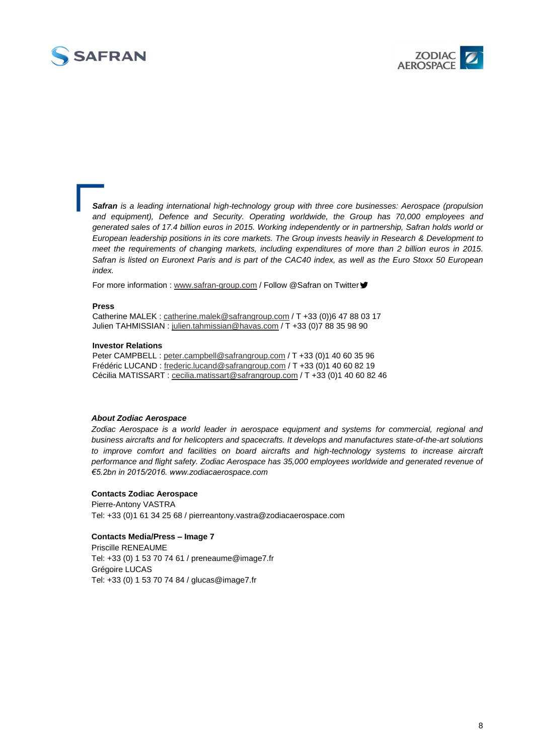***Safran** is a leading international high-technology group with three core businesses: Aerospace (propulsion and equipment), Defence and Security. Operating worldwide, the Group has 70,000 employees and generated sales of 17.4 billion euros in 2015. Working independently or in partnership, Safran holds world or European leadership positions in its core markets. The Group invests heavily in Research & Development to meet the requirements of changing markets, including expenditures of more than 2 billion euros in 2015. Safran is listed on Euronext Paris and is part of the CAC40 index, as well as the Euro Stoxx 50 European index.*

For more information : www.safran-group.com / Follow @Safran on Twitter

**Press**

Catherine MALEK : catherine.malek@safrangroup.com / T +33 (0))6 47 88 03 17
Julien TAHMISSIAN : julien.tahmissian@havas.com / T +33 (0)7 88 35 98 90

**Investor Relations**

Peter CAMPBELL : peter.campbell@safrangroup.com / T +33 (0)1 40 60 35 96
Frédéric LUCAND : frederic.lucand@safrangroup.com / T +33 (0)1 40 60 82 19
Cécilia MATISSART : cecilia.matissart@safrangroup.com / T +33 (0)1 40 60 82 46

***About Zodiac Aerospace***

*Zodiac Aerospace is a world leader in aerospace equipment and systems for commercial, regional and business aircrafts and for helicopters and spacecrafts. It develops and manufactures state-of-the-art solutions to improve comfort and facilities on board aircrafts and high-technology systems to increase aircraft performance and flight safety. Zodiac Aerospace has 35,000 employees worldwide and generated revenue of €5.2bn in 2015/2016. www.zodiacaerospace.com*

**Contacts Zodiac Aerospace**

Pierre-Antony VASTRA
Tel: +33 (0)1 61 34 25 68 / pierreantony.vastra@zodiacaerospace.com

**Contacts Media/Press – Image 7**

Priscille RENEAUME
Tel: +33 (0) 1 53 70 74 61 / preneaume@image7.fr
Grégoire LUCAS
Tel: +33 (0) 1 53 70 74 84 / glucas@image7.fr